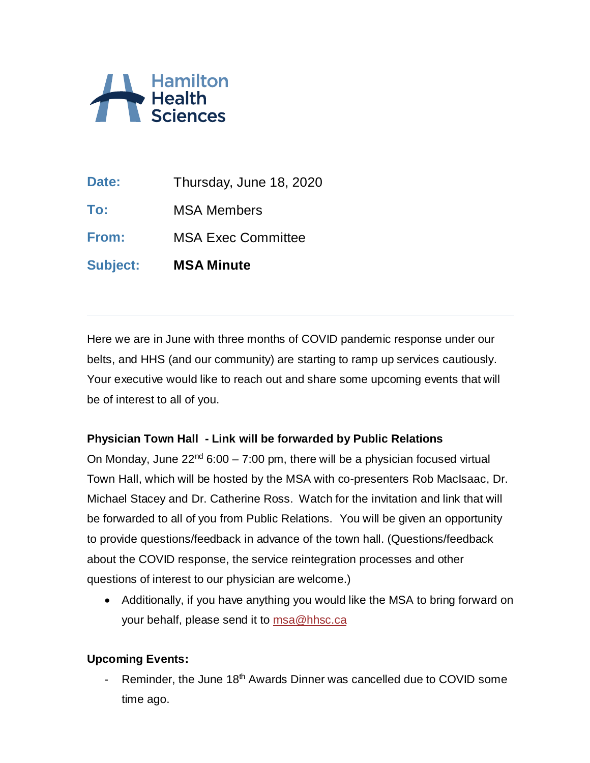Hamilton Health Sciences

| | |
|---|---|
| **Date:** | Thursday, June 18, 2020 |
| **To:** | MSA Members |
| **From:** | MSA Exec Committee |
| **Subject:** | **MSA Minute** |

---

Here we are in June with three months of COVID pandemic response under our belts, and HHS (and our community) are starting to ramp up services cautiously. Your executive would like to reach out and share some upcoming events that will be of interest to all of you.

**Physician Town Hall - Link will be forwarded by Public Relations**

On Monday, June 22nd 6:00 – 7:00 pm, there will be a physician focused virtual Town Hall, which will be hosted by the MSA with co-presenters Rob MacIsaac, Dr. Michael Stacey and Dr. Catherine Ross. Watch for the invitation and link that will be forwarded to all of you from Public Relations. You will be given an opportunity to provide questions/feedback in advance of the town hall. (Questions/feedback about the COVID response, the service reintegration processes and other questions of interest to our physician are welcome.)

- Additionally, if you have anything you would like the MSA to bring forward on your behalf, please send it to msa@hhsc.ca

**Upcoming Events:**

- Reminder, the June 18th Awards Dinner was cancelled due to COVID some time ago.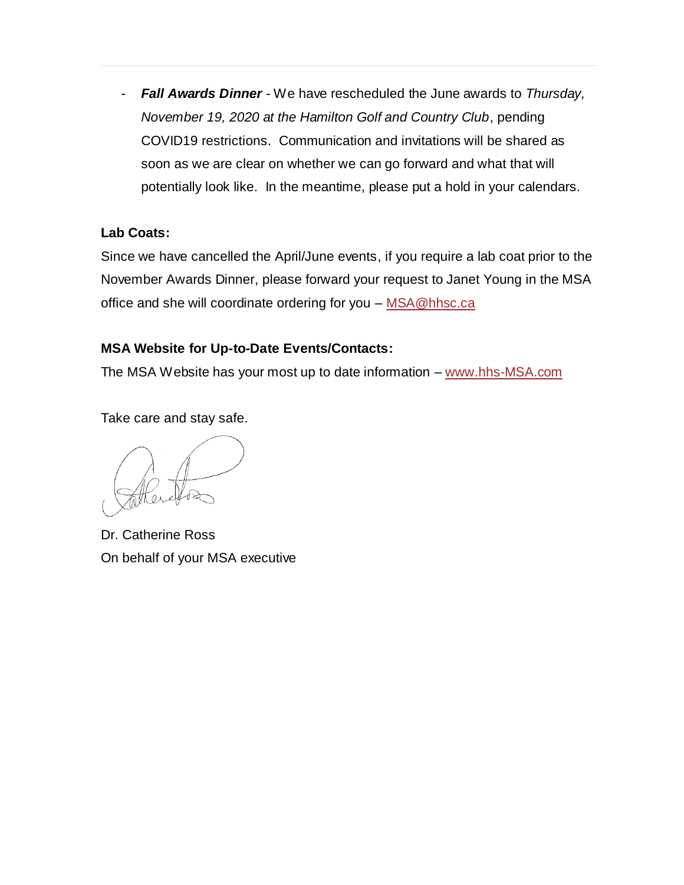- ***Fall Awards Dinner*** - We have rescheduled the June awards to *Thursday, November 19, 2020 at the Hamilton Golf and Country Club*, pending COVID19 restrictions. Communication and invitations will be shared as soon as we are clear on whether we can go forward and what that will potentially look like. In the meantime, please put a hold in your calendars.

**Lab Coats:**

Since we have cancelled the April/June events, if you require a lab coat prior to the November Awards Dinner, please forward your request to Janet Young in the MSA office and she will coordinate ordering for you – MSA@hhsc.ca

**MSA Website for Up-to-Date Events/Contacts:**

The MSA Website has your most up to date information – www.hhs-MSA.com

Take care and stay safe.

Dr. Catherine Ross
On behalf of your MSA executive